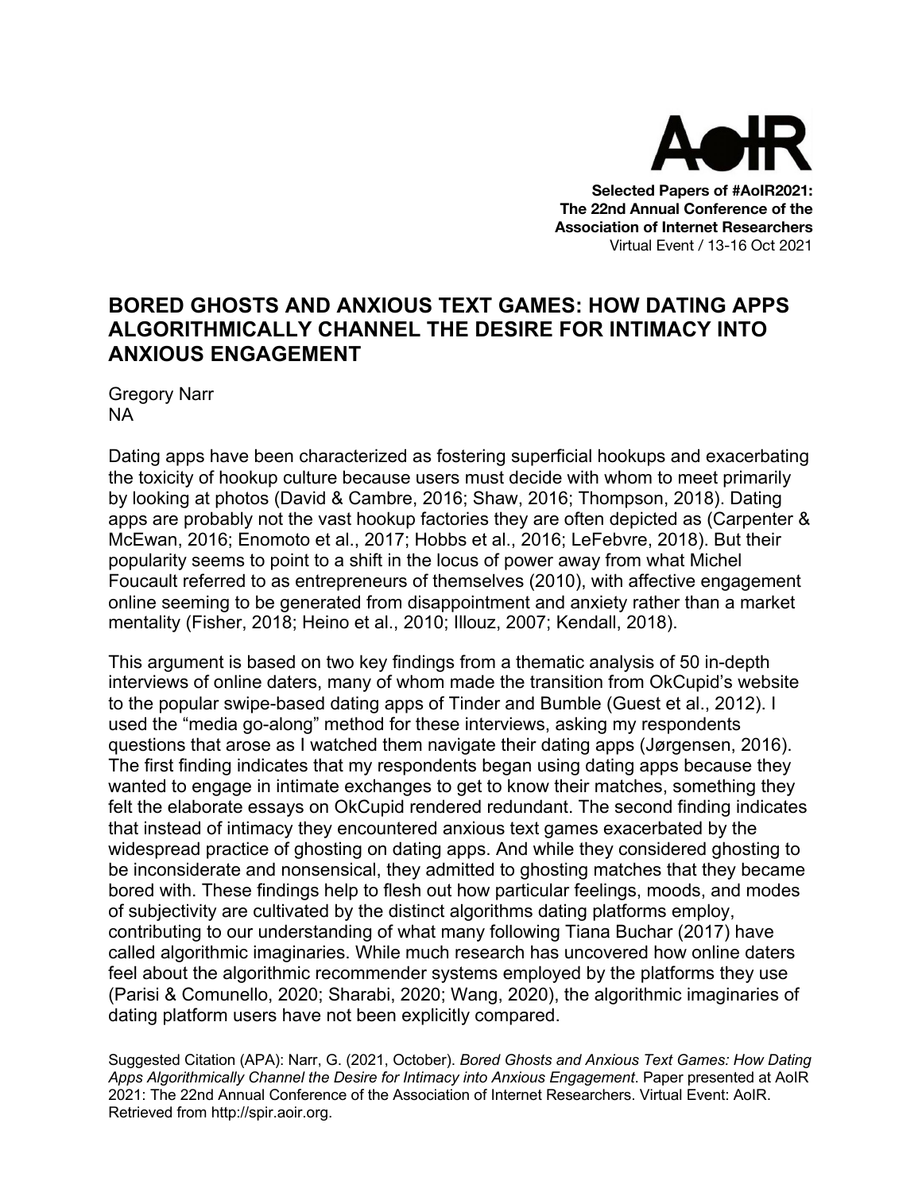**Selected Papers of #AoIR2021:**
**The 22nd Annual Conference of the Association of Internet Researchers**
Virtual Event / 13-16 Oct 2021

# BORED GHOSTS AND ANXIOUS TEXT GAMES: HOW DATING APPS ALGORITHMICALLY CHANNEL THE DESIRE FOR INTIMACY INTO ANXIOUS ENGAGEMENT

Gregory Narr
NA

Dating apps have been characterized as fostering superficial hookups and exacerbating the toxicity of hookup culture because users must decide with whom to meet primarily by looking at photos (David & Cambre, 2016; Shaw, 2016; Thompson, 2018). Dating apps are probably not the vast hookup factories they are often depicted as (Carpenter & McEwan, 2016; Enomoto et al., 2017; Hobbs et al., 2016; LeFebvre, 2018). But their popularity seems to point to a shift in the locus of power away from what Michel Foucault referred to as entrepreneurs of themselves (2010), with affective engagement online seeming to be generated from disappointment and anxiety rather than a market mentality (Fisher, 2018; Heino et al., 2010; Illouz, 2007; Kendall, 2018).

This argument is based on two key findings from a thematic analysis of 50 in-depth interviews of online daters, many of whom made the transition from OkCupid's website to the popular swipe-based dating apps of Tinder and Bumble (Guest et al., 2012). I used the "media go-along" method for these interviews, asking my respondents questions that arose as I watched them navigate their dating apps (Jørgensen, 2016). The first finding indicates that my respondents began using dating apps because they wanted to engage in intimate exchanges to get to know their matches, something they felt the elaborate essays on OkCupid rendered redundant. The second finding indicates that instead of intimacy they encountered anxious text games exacerbated by the widespread practice of ghosting on dating apps. And while they considered ghosting to be inconsiderate and nonsensical, they admitted to ghosting matches that they became bored with. These findings help to flesh out how particular feelings, moods, and modes of subjectivity are cultivated by the distinct algorithms dating platforms employ, contributing to our understanding of what many following Tiana Buchar (2017) have called algorithmic imaginaries. While much research has uncovered how online daters feel about the algorithmic recommender systems employed by the platforms they use (Parisi & Comunello, 2020; Sharabi, 2020; Wang, 2020), the algorithmic imaginaries of dating platform users have not been explicitly compared.

Suggested Citation (APA): Narr, G. (2021, October). *Bored Ghosts and Anxious Text Games: How Dating Apps Algorithmically Channel the Desire for Intimacy into Anxious Engagement*. Paper presented at AoIR 2021: The 22nd Annual Conference of the Association of Internet Researchers. Virtual Event: AoIR. Retrieved from http://spir.aoir.org.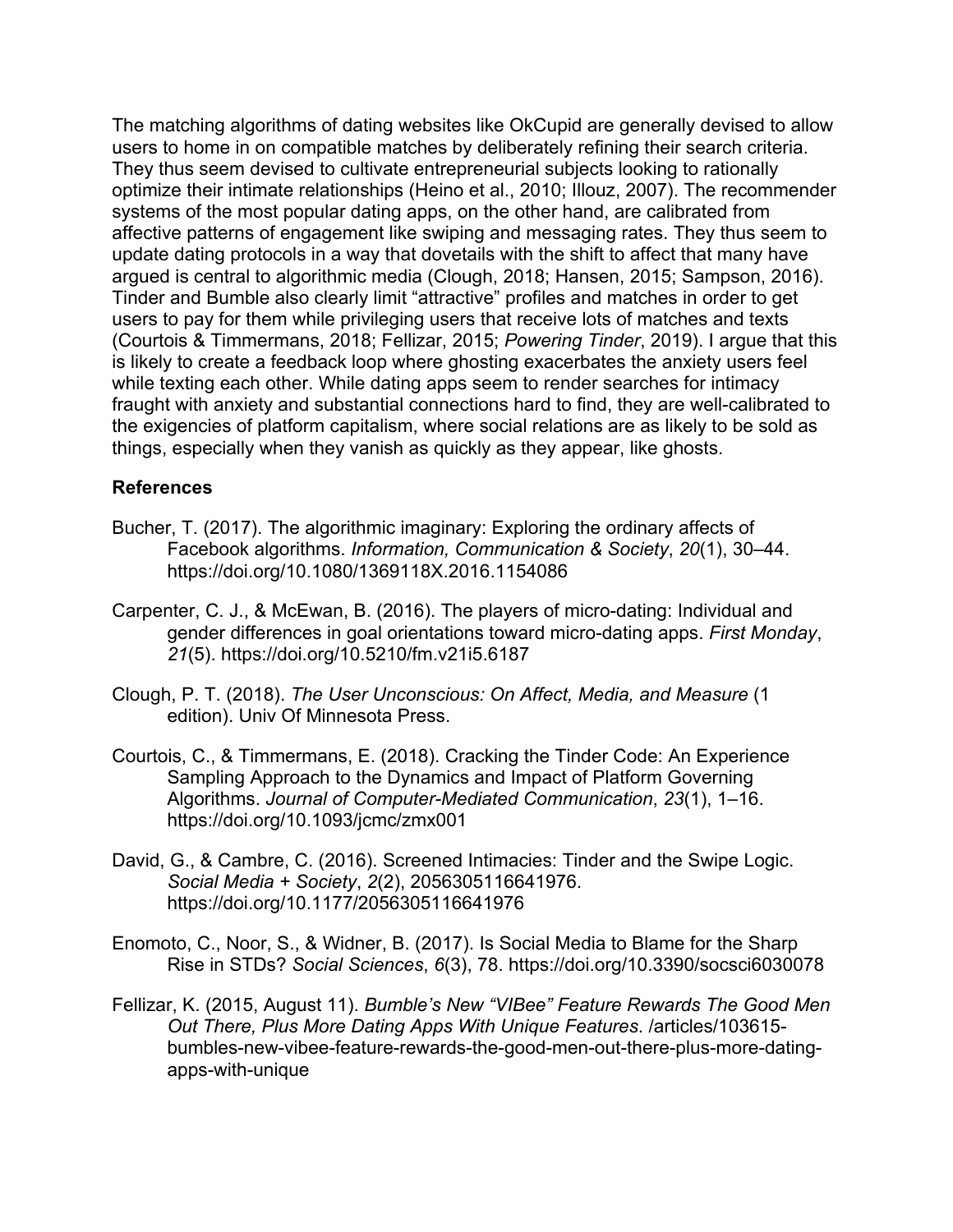The matching algorithms of dating websites like OkCupid are generally devised to allow users to home in on compatible matches by deliberately refining their search criteria. They thus seem devised to cultivate entrepreneurial subjects looking to rationally optimize their intimate relationships (Heino et al., 2010; Illouz, 2007). The recommender systems of the most popular dating apps, on the other hand, are calibrated from affective patterns of engagement like swiping and messaging rates. They thus seem to update dating protocols in a way that dovetails with the shift to affect that many have argued is central to algorithmic media (Clough, 2018; Hansen, 2015; Sampson, 2016). Tinder and Bumble also clearly limit “attractive” profiles and matches in order to get users to pay for them while privileging users that receive lots of matches and texts (Courtois & Timmermans, 2018; Fellizar, 2015; *Powering Tinder*, 2019). I argue that this is likely to create a feedback loop where ghosting exacerbates the anxiety users feel while texting each other. While dating apps seem to render searches for intimacy fraught with anxiety and substantial connections hard to find, they are well-calibrated to the exigencies of platform capitalism, where social relations are as likely to be sold as things, especially when they vanish as quickly as they appear, like ghosts.

**References**

Bucher, T. (2017). The algorithmic imaginary: Exploring the ordinary affects of Facebook algorithms. *Information, Communication & Society*, *20*(1), 30–44. https://doi.org/10.1080/1369118X.2016.1154086

Carpenter, C. J., & McEwan, B. (2016). The players of micro-dating: Individual and gender differences in goal orientations toward micro-dating apps. *First Monday*, *21*(5). https://doi.org/10.5210/fm.v21i5.6187

Clough, P. T. (2018). *The User Unconscious: On Affect, Media, and Measure* (1 edition). Univ Of Minnesota Press.

Courtois, C., & Timmermans, E. (2018). Cracking the Tinder Code: An Experience Sampling Approach to the Dynamics and Impact of Platform Governing Algorithms. *Journal of Computer-Mediated Communication*, *23*(1), 1–16. https://doi.org/10.1093/jcmc/zmx001

David, G., & Cambre, C. (2016). Screened Intimacies: Tinder and the Swipe Logic. *Social Media + Society*, *2*(2), 2056305116641976. https://doi.org/10.1177/2056305116641976

Enomoto, C., Noor, S., & Widner, B. (2017). Is Social Media to Blame for the Sharp Rise in STDs? *Social Sciences*, *6*(3), 78. https://doi.org/10.3390/socsci6030078

Fellizar, K. (2015, August 11). *Bumble’s New “VIBee” Feature Rewards The Good Men Out There, Plus More Dating Apps With Unique Features*. /articles/103615-bumbles-new-vibee-feature-rewards-the-good-men-out-there-plus-more-dating-apps-with-unique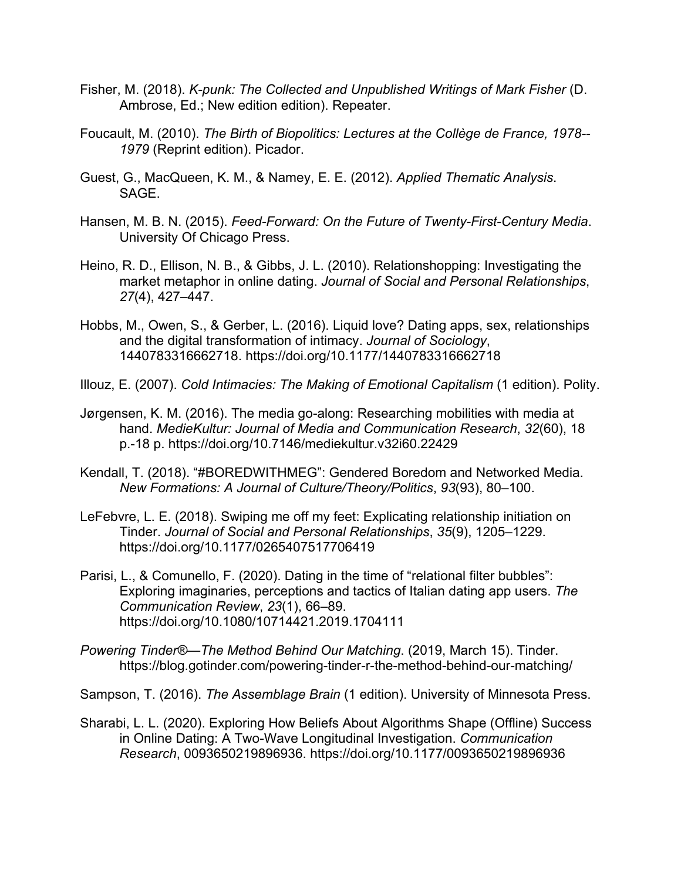Fisher, M. (2018). *K-punk: The Collected and Unpublished Writings of Mark Fisher* (D. Ambrose, Ed.; New edition edition). Repeater.

Foucault, M. (2010). *The Birth of Biopolitics: Lectures at the Collège de France, 1978--1979* (Reprint edition). Picador.

Guest, G., MacQueen, K. M., & Namey, E. E. (2012). *Applied Thematic Analysis*. SAGE.

Hansen, M. B. N. (2015). *Feed-Forward: On the Future of Twenty-First-Century Media*. University Of Chicago Press.

Heino, R. D., Ellison, N. B., & Gibbs, J. L. (2010). Relationshopping: Investigating the market metaphor in online dating. *Journal of Social and Personal Relationships*, *27*(4), 427–447.

Hobbs, M., Owen, S., & Gerber, L. (2016). Liquid love? Dating apps, sex, relationships and the digital transformation of intimacy. *Journal of Sociology*, 1440783316662718. https://doi.org/10.1177/1440783316662718

Illouz, E. (2007). *Cold Intimacies: The Making of Emotional Capitalism* (1 edition). Polity.

Jørgensen, K. M. (2016). The media go-along: Researching mobilities with media at hand. *MedieKultur: Journal of Media and Communication Research*, *32*(60), 18 p.-18 p. https://doi.org/10.7146/mediekultur.v32i60.22429

Kendall, T. (2018). “#BOREDWITHMEG”: Gendered Boredom and Networked Media. *New Formations: A Journal of Culture/Theory/Politics*, *93*(93), 80–100.

LeFebvre, L. E. (2018). Swiping me off my feet: Explicating relationship initiation on Tinder. *Journal of Social and Personal Relationships*, *35*(9), 1205–1229. https://doi.org/10.1177/0265407517706419

Parisi, L., & Comunello, F. (2020). Dating in the time of “relational filter bubbles”: Exploring imaginaries, perceptions and tactics of Italian dating app users. *The Communication Review*, *23*(1), 66–89. https://doi.org/10.1080/10714421.2019.1704111

*Powering Tinder®—The Method Behind Our Matching*. (2019, March 15). Tinder. https://blog.gotinder.com/powering-tinder-r-the-method-behind-our-matching/

Sampson, T. (2016). *The Assemblage Brain* (1 edition). University of Minnesota Press.

Sharabi, L. L. (2020). Exploring How Beliefs About Algorithms Shape (Offline) Success in Online Dating: A Two-Wave Longitudinal Investigation. *Communication Research*, 0093650219896936. https://doi.org/10.1177/0093650219896936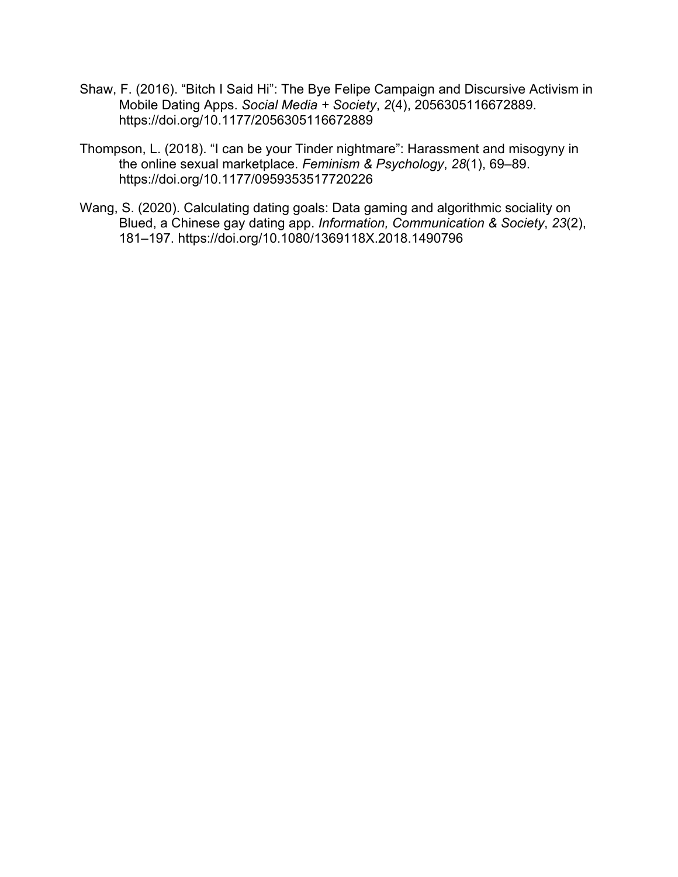Shaw, F. (2016). “Bitch I Said Hi”: The Bye Felipe Campaign and Discursive Activism in Mobile Dating Apps. *Social Media + Society*, *2*(4), 2056305116672889. https://doi.org/10.1177/2056305116672889

Thompson, L. (2018). “I can be your Tinder nightmare”: Harassment and misogyny in the online sexual marketplace. *Feminism & Psychology*, *28*(1), 69–89. https://doi.org/10.1177/0959353517720226

Wang, S. (2020). Calculating dating goals: Data gaming and algorithmic sociality on Blued, a Chinese gay dating app. *Information, Communication & Society*, *23*(2), 181–197. https://doi.org/10.1080/1369118X.2018.1490796